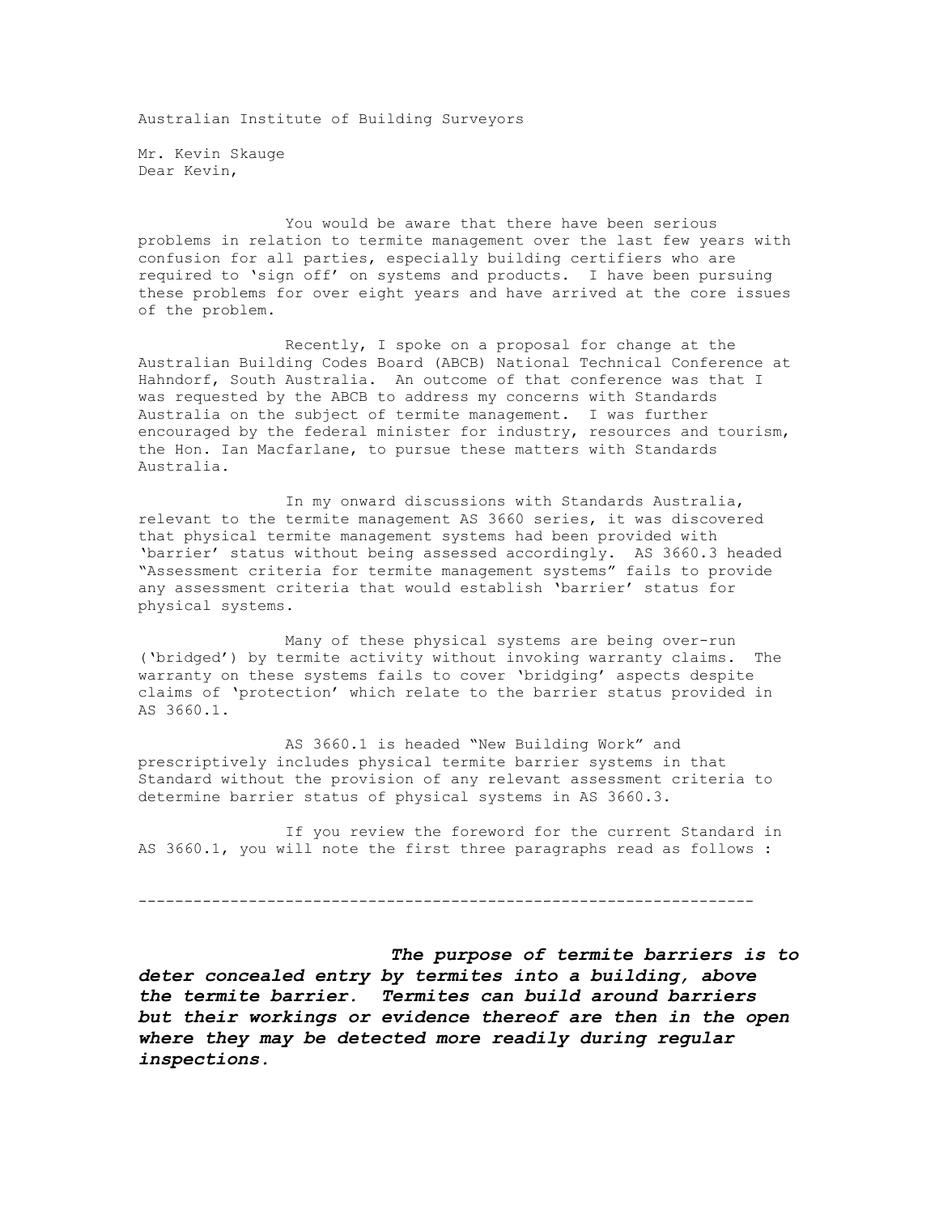Australian Institute of Building Surveyors

Mr. Kevin Skauge
Dear Kevin,

You would be aware that there have been serious problems in relation to termite management over the last few years with confusion for all parties, especially building certifiers who are required to 'sign off' on systems and products. I have been pursuing these problems for over eight years and have arrived at the core issues of the problem.

Recently, I spoke on a proposal for change at the Australian Building Codes Board (ABCB) National Technical Conference at Hahndorf, South Australia. An outcome of that conference was that I was requested by the ABCB to address my concerns with Standards Australia on the subject of termite management. I was further encouraged by the federal minister for industry, resources and tourism, the Hon. Ian Macfarlane, to pursue these matters with Standards Australia.

In my onward discussions with Standards Australia, relevant to the termite management AS 3660 series, it was discovered that physical termite management systems had been provided with 'barrier' status without being assessed accordingly. AS 3660.3 headed "Assessment criteria for termite management systems" fails to provide any assessment criteria that would establish 'barrier' status for physical systems.

Many of these physical systems are being over-run ('bridged') by termite activity without invoking warranty claims. The warranty on these systems fails to cover 'bridging' aspects despite claims of 'protection' which relate to the barrier status provided in AS 3660.1.

AS 3660.1 is headed "New Building Work" and prescriptively includes physical termite barrier systems in that Standard without the provision of any relevant assessment criteria to determine barrier status of physical systems in AS 3660.3.

If you review the foreword for the current Standard in AS 3660.1, you will note the first three paragraphs read as follows :

---

***The purpose of termite barriers is to deter concealed entry by termites into a building, above the termite barrier. Termites can build around barriers but their workings or evidence thereof are then in the open where they may be detected more readily during regular inspections.***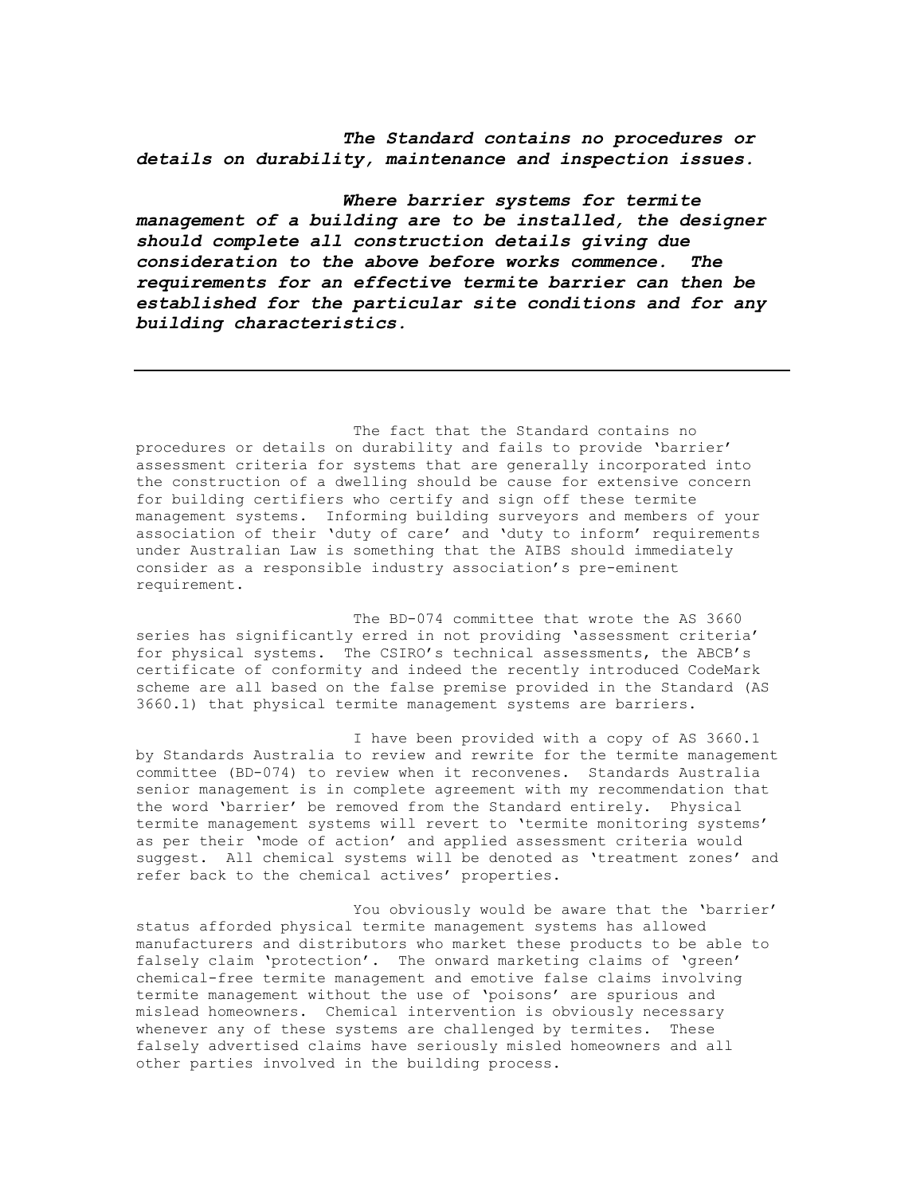***The Standard contains no procedures or details on durability, maintenance and inspection issues.***

***Where barrier systems for termite management of a building are to be installed, the designer should complete all construction details giving due consideration to the above before works commence. The requirements for an effective termite barrier can then be established for the particular site conditions and for any building characteristics.***

---

The fact that the Standard contains no procedures or details on durability and fails to provide 'barrier' assessment criteria for systems that are generally incorporated into the construction of a dwelling should be cause for extensive concern for building certifiers who certify and sign off these termite management systems. Informing building surveyors and members of your association of their 'duty of care' and 'duty to inform' requirements under Australian Law is something that the AIBS should immediately consider as a responsible industry association's pre-eminent requirement.

The BD-074 committee that wrote the AS 3660 series has significantly erred in not providing 'assessment criteria' for physical systems. The CSIRO's technical assessments, the ABCB's certificate of conformity and indeed the recently introduced CodeMark scheme are all based on the false premise provided in the Standard (AS 3660.1) that physical termite management systems are barriers.

I have been provided with a copy of AS 3660.1 by Standards Australia to review and rewrite for the termite management committee (BD-074) to review when it reconvenes. Standards Australia senior management is in complete agreement with my recommendation that the word 'barrier' be removed from the Standard entirely. Physical termite management systems will revert to 'termite monitoring systems' as per their 'mode of action' and applied assessment criteria would suggest. All chemical systems will be denoted as 'treatment zones' and refer back to the chemical actives' properties.

You obviously would be aware that the 'barrier' status afforded physical termite management systems has allowed manufacturers and distributors who market these products to be able to falsely claim 'protection'. The onward marketing claims of 'green' chemical-free termite management and emotive false claims involving termite management without the use of 'poisons' are spurious and mislead homeowners. Chemical intervention is obviously necessary whenever any of these systems are challenged by termites. These falsely advertised claims have seriously misled homeowners and all other parties involved in the building process.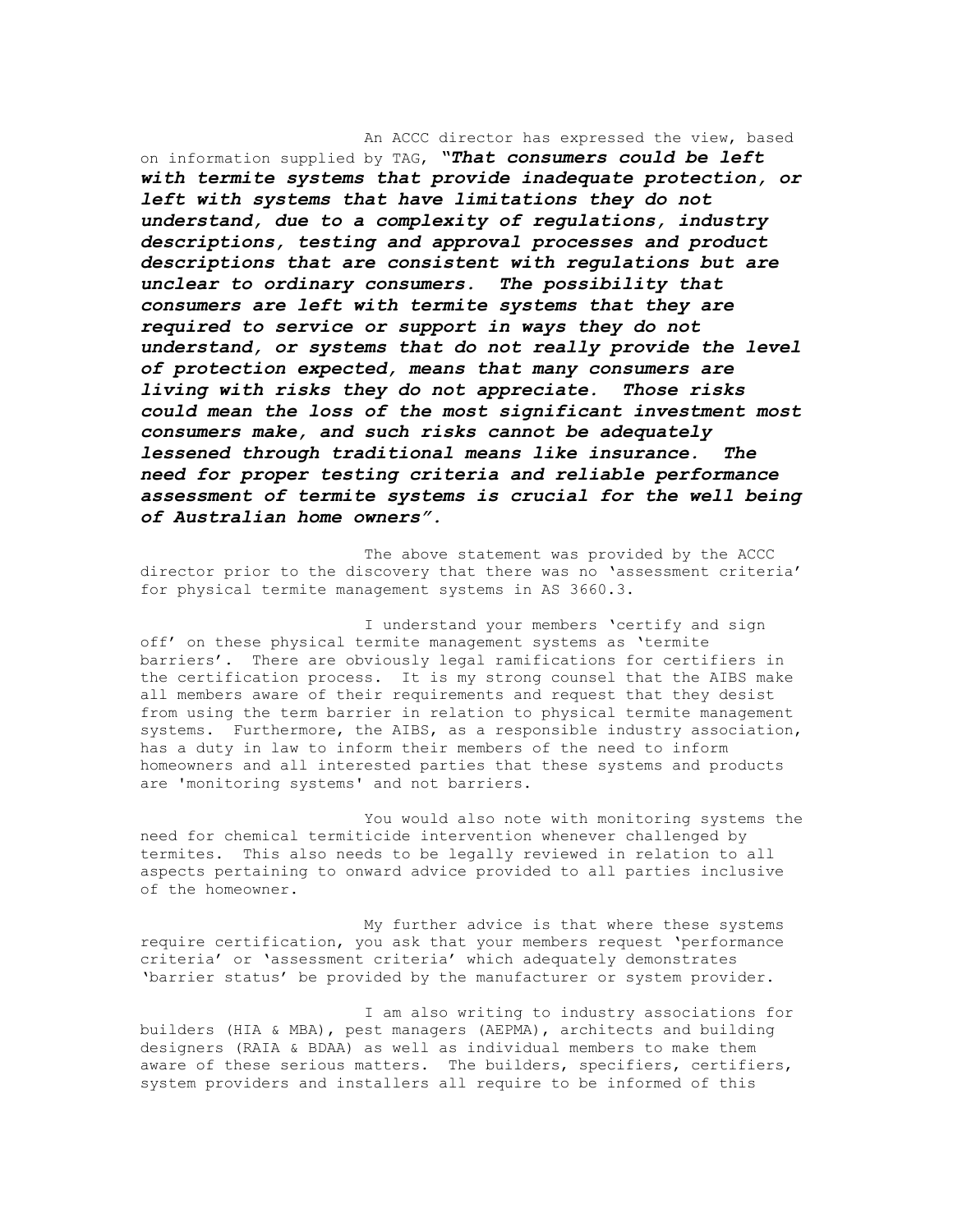An ACCC director has expressed the view, based on information supplied by TAG, ***"That consumers could be left with termite systems that provide inadequate protection, or left with systems that have limitations they do not understand, due to a complexity of regulations, industry descriptions, testing and approval processes and product descriptions that are consistent with regulations but are unclear to ordinary consumers. The possibility that consumers are left with termite systems that they are required to service or support in ways they do not understand, or systems that do not really provide the level of protection expected, means that many consumers are living with risks they do not appreciate. Those risks could mean the loss of the most significant investment most consumers make, and such risks cannot be adequately lessened through traditional means like insurance. The need for proper testing criteria and reliable performance assessment of termite systems is crucial for the well being of Australian home owners".***

The above statement was provided by the ACCC director prior to the discovery that there was no 'assessment criteria' for physical termite management systems in AS 3660.3.

I understand your members 'certify and sign off' on these physical termite management systems as 'termite barriers'. There are obviously legal ramifications for certifiers in the certification process. It is my strong counsel that the AIBS make all members aware of their requirements and request that they desist from using the term barrier in relation to physical termite management systems. Furthermore, the AIBS, as a responsible industry association, has a duty in law to inform their members of the need to inform homeowners and all interested parties that these systems and products are 'monitoring systems' and not barriers.

You would also note with monitoring systems the need for chemical termiticide intervention whenever challenged by termites. This also needs to be legally reviewed in relation to all aspects pertaining to onward advice provided to all parties inclusive of the homeowner.

My further advice is that where these systems require certification, you ask that your members request 'performance criteria' or 'assessment criteria' which adequately demonstrates 'barrier status' be provided by the manufacturer or system provider.

I am also writing to industry associations for builders (HIA & MBA), pest managers (AEPMA), architects and building designers (RAIA & BDAA) as well as individual members to make them aware of these serious matters. The builders, specifiers, certifiers, system providers and installers all require to be informed of this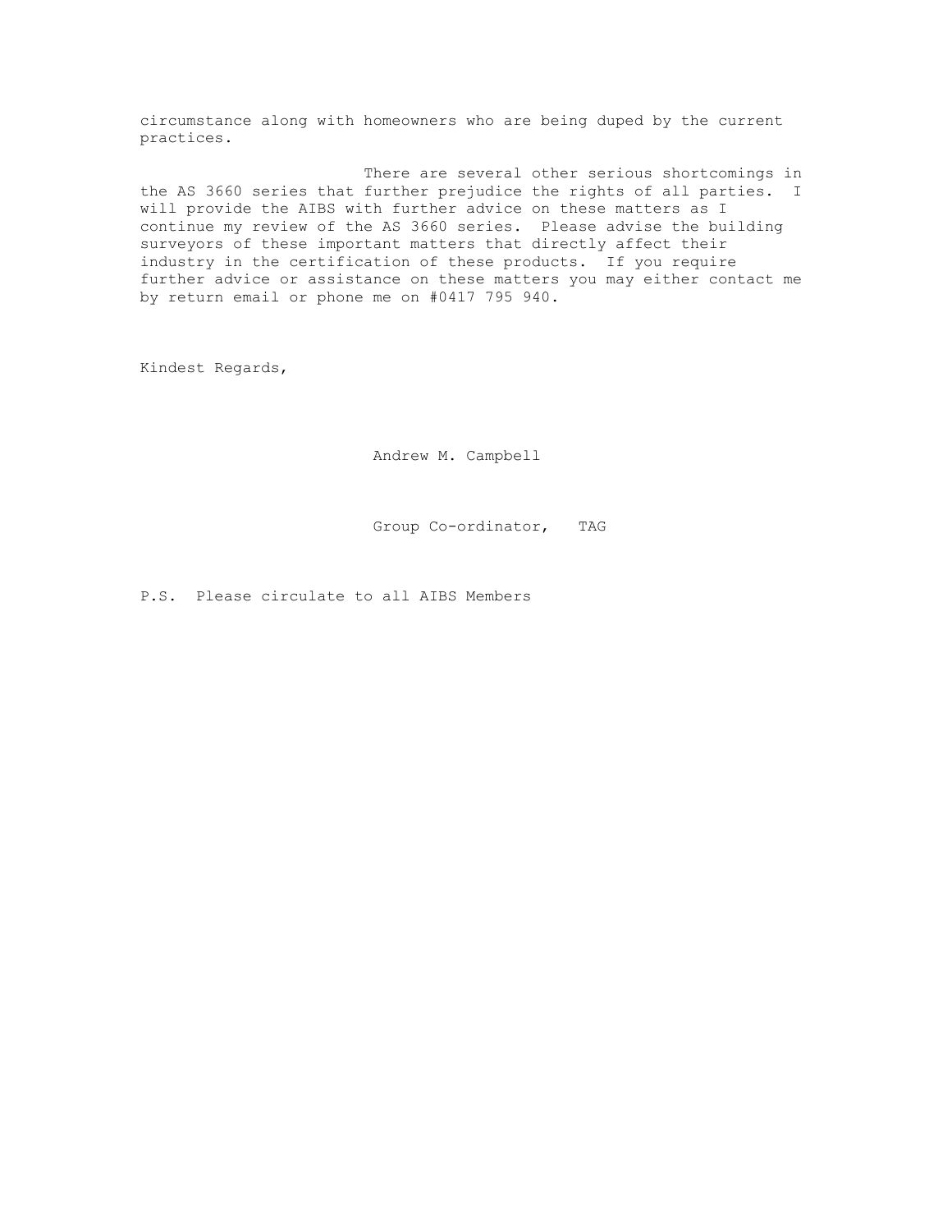circumstance along with homeowners who are being duped by the current practices.

There are several other serious shortcomings in the AS 3660 series that further prejudice the rights of all parties. I will provide the AIBS with further advice on these matters as I continue my review of the AS 3660 series. Please advise the building surveyors of these important matters that directly affect their industry in the certification of these products. If you require further advice or assistance on these matters you may either contact me by return email or phone me on #0417 795 940.

Kindest Regards,

Andrew M. Campbell

Group Co-ordinator, TAG

P.S. Please circulate to all AIBS Members